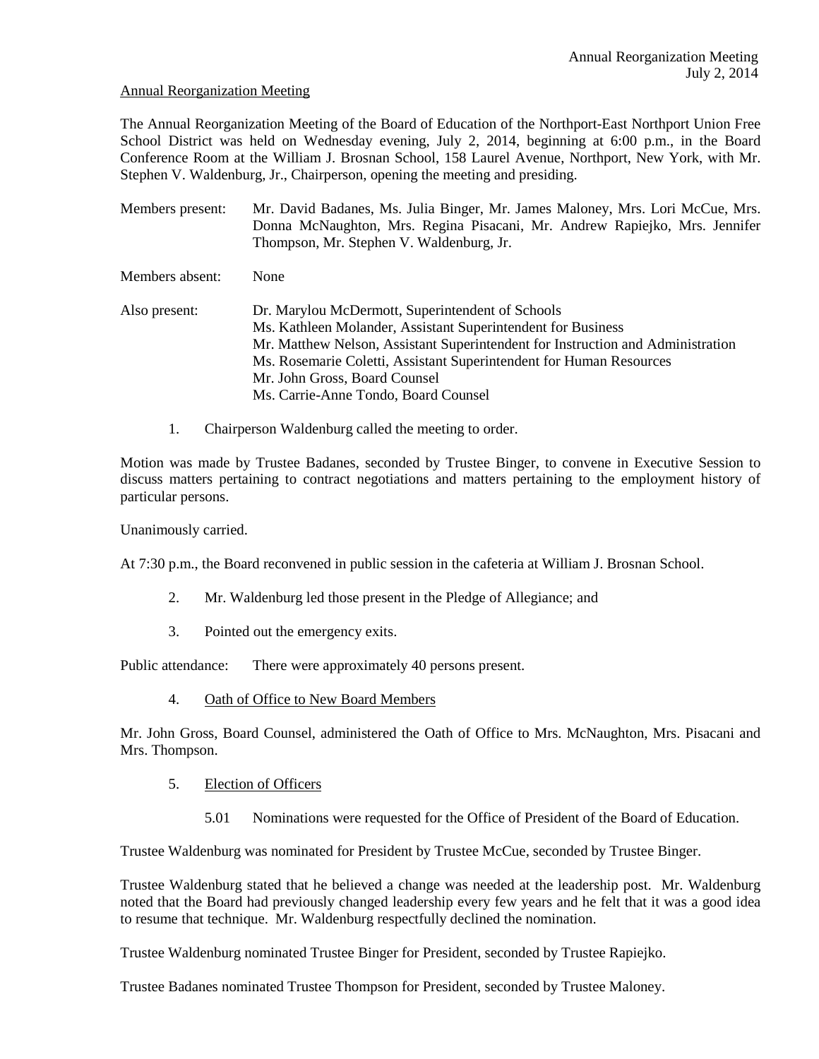Annual Reorganization Meeting

The Annual Reorganization Meeting of the Board of Education of the Northport-East Northport Union Free School District was held on Wednesday evening, July 2, 2014, beginning at 6:00 p.m., in the Board Conference Room at the William J. Brosnan School, 158 Laurel Avenue, Northport, New York, with Mr. Stephen V. Waldenburg, Jr., Chairperson, opening the meeting and presiding.

Members present: Mr. David Badanes, Ms. Julia Binger, Mr. James Maloney, Mrs. Lori McCue, Mrs. Donna McNaughton, Mrs. Regina Pisacani, Mr. Andrew Rapiejko, Mrs. Jennifer Thompson, Mr. Stephen V. Waldenburg, Jr.

Members absent: None

Also present: Dr. Marylou McDermott, Superintendent of Schools
Ms. Kathleen Molander, Assistant Superintendent for Business
Mr. Matthew Nelson, Assistant Superintendent for Instruction and Administration
Ms. Rosemarie Coletti, Assistant Superintendent for Human Resources
Mr. John Gross, Board Counsel
Ms. Carrie-Anne Tondo, Board Counsel

1. Chairperson Waldenburg called the meeting to order.

Motion was made by Trustee Badanes, seconded by Trustee Binger, to convene in Executive Session to discuss matters pertaining to contract negotiations and matters pertaining to the employment history of particular persons.

Unanimously carried.

At 7:30 p.m., the Board reconvened in public session in the cafeteria at William J. Brosnan School.

2. Mr. Waldenburg led those present in the Pledge of Allegiance; and

3. Pointed out the emergency exits.

Public attendance: There were approximately 40 persons present.

4. Oath of Office to New Board Members

Mr. John Gross, Board Counsel, administered the Oath of Office to Mrs. McNaughton, Mrs. Pisacani and Mrs. Thompson.

5. Election of Officers

5.01 Nominations were requested for the Office of President of the Board of Education.

Trustee Waldenburg was nominated for President by Trustee McCue, seconded by Trustee Binger.

Trustee Waldenburg stated that he believed a change was needed at the leadership post. Mr. Waldenburg noted that the Board had previously changed leadership every few years and he felt that it was a good idea to resume that technique. Mr. Waldenburg respectfully declined the nomination.

Trustee Waldenburg nominated Trustee Binger for President, seconded by Trustee Rapiejko.

Trustee Badanes nominated Trustee Thompson for President, seconded by Trustee Maloney.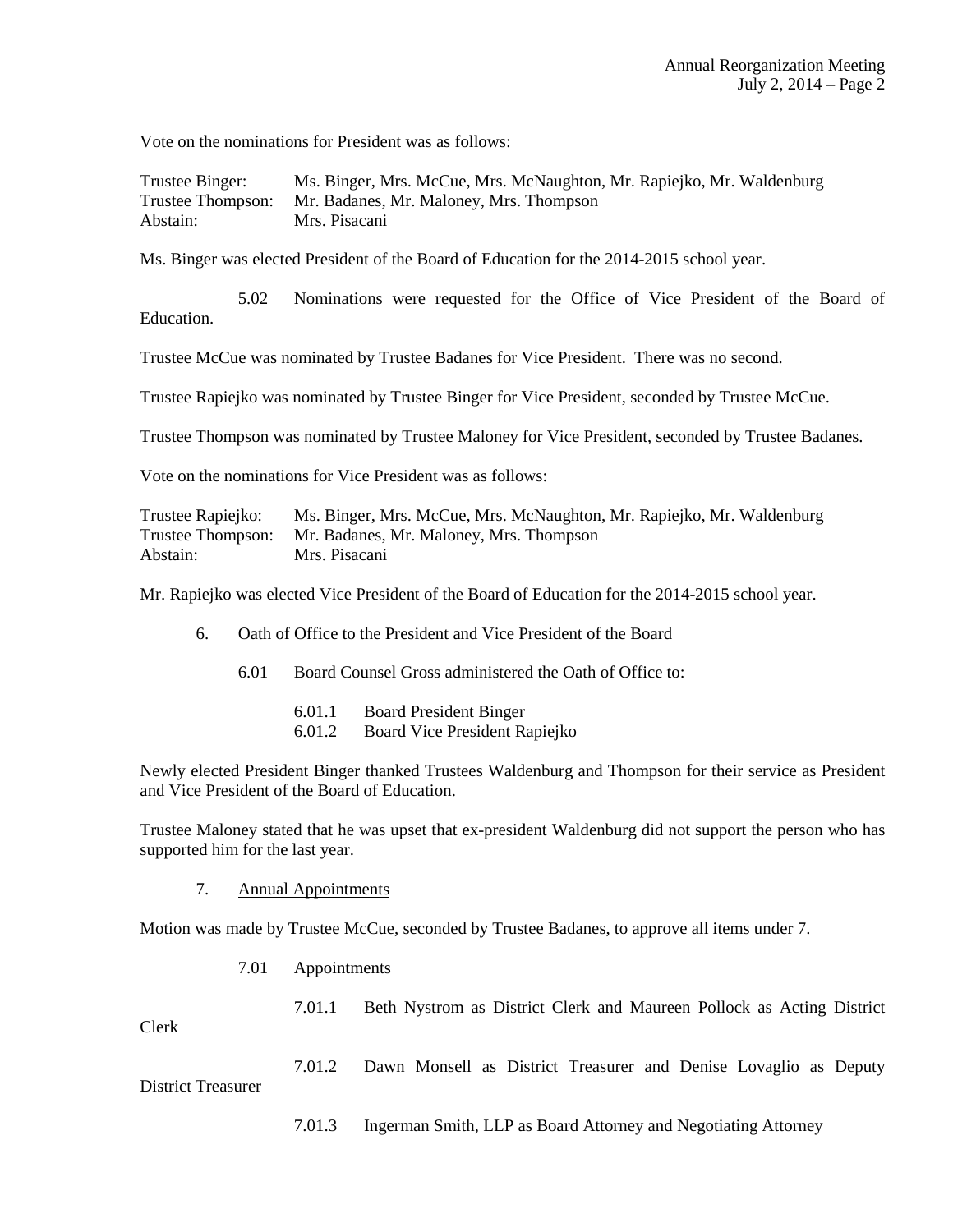Vote on the nominations for President was as follows:

Trustee Binger: Ms. Binger, Mrs. McCue, Mrs. McNaughton, Mr. Rapiejko, Mr. Waldenburg
Trustee Thompson: Mr. Badanes, Mr. Maloney, Mrs. Thompson
Abstain: Mrs. Pisacani

Ms. Binger was elected President of the Board of Education for the 2014-2015 school year.

5.02 Nominations were requested for the Office of Vice President of the Board of Education.

Trustee McCue was nominated by Trustee Badanes for Vice President. There was no second.

Trustee Rapiejko was nominated by Trustee Binger for Vice President, seconded by Trustee McCue.

Trustee Thompson was nominated by Trustee Maloney for Vice President, seconded by Trustee Badanes.

Vote on the nominations for Vice President was as follows:

Trustee Rapiejko: Ms. Binger, Mrs. McCue, Mrs. McNaughton, Mr. Rapiejko, Mr. Waldenburg
Trustee Thompson: Mr. Badanes, Mr. Maloney, Mrs. Thompson
Abstain: Mrs. Pisacani

Mr. Rapiejko was elected Vice President of the Board of Education for the 2014-2015 school year.

6. Oath of Office to the President and Vice President of the Board

6.01 Board Counsel Gross administered the Oath of Office to:

6.01.1 Board President Binger
6.01.2 Board Vice President Rapiejko

Newly elected President Binger thanked Trustees Waldenburg and Thompson for their service as President and Vice President of the Board of Education.

Trustee Maloney stated that he was upset that ex-president Waldenburg did not support the person who has supported him for the last year.

7. Annual Appointments

Motion was made by Trustee McCue, seconded by Trustee Badanes, to approve all items under 7.

7.01 Appointments

7.01.1 Beth Nystrom as District Clerk and Maureen Pollock as Acting District Clerk

7.01.2 Dawn Monsell as District Treasurer and Denise Lovaglio as Deputy District Treasurer

7.01.3 Ingerman Smith, LLP as Board Attorney and Negotiating Attorney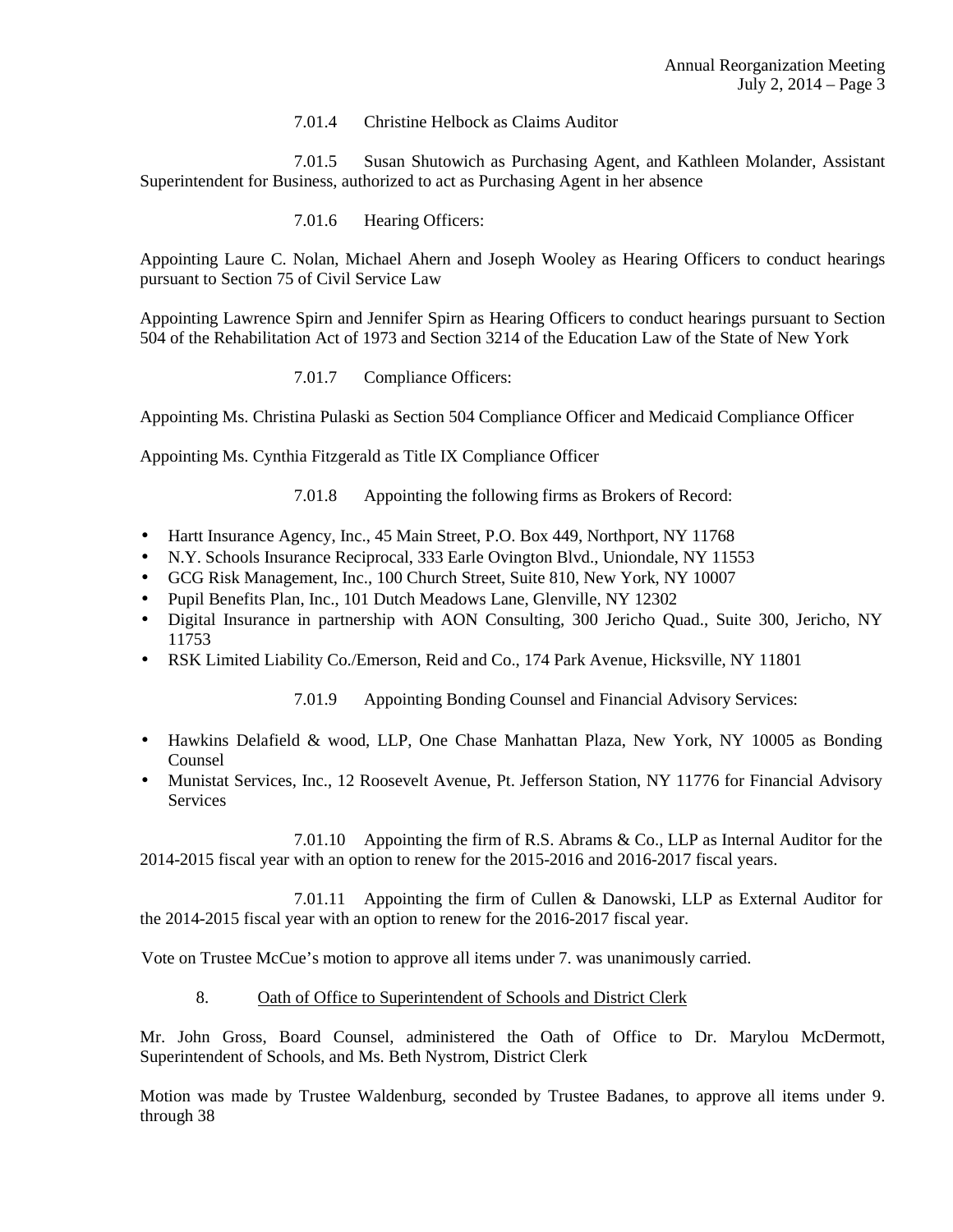7.01.4 Christine Helbock as Claims Auditor

7.01.5 Susan Shutowich as Purchasing Agent, and Kathleen Molander, Assistant Superintendent for Business, authorized to act as Purchasing Agent in her absence

7.01.6 Hearing Officers:

Appointing Laure C. Nolan, Michael Ahern and Joseph Wooley as Hearing Officers to conduct hearings pursuant to Section 75 of Civil Service Law

Appointing Lawrence Spirn and Jennifer Spirn as Hearing Officers to conduct hearings pursuant to Section 504 of the Rehabilitation Act of 1973 and Section 3214 of the Education Law of the State of New York

7.01.7 Compliance Officers:

Appointing Ms. Christina Pulaski as Section 504 Compliance Officer and Medicaid Compliance Officer

Appointing Ms. Cynthia Fitzgerald as Title IX Compliance Officer

7.01.8 Appointing the following firms as Brokers of Record:

- Hartt Insurance Agency, Inc., 45 Main Street, P.O. Box 449, Northport, NY 11768
- N.Y. Schools Insurance Reciprocal, 333 Earle Ovington Blvd., Uniondale, NY 11553
- GCG Risk Management, Inc., 100 Church Street, Suite 810, New York, NY 10007
- Pupil Benefits Plan, Inc., 101 Dutch Meadows Lane, Glenville, NY 12302
- Digital Insurance in partnership with AON Consulting, 300 Jericho Quad., Suite 300, Jericho, NY 11753
- RSK Limited Liability Co./Emerson, Reid and Co., 174 Park Avenue, Hicksville, NY 11801

7.01.9 Appointing Bonding Counsel and Financial Advisory Services:

- Hawkins Delafield & wood, LLP, One Chase Manhattan Plaza, New York, NY 10005 as Bonding Counsel
- Munistat Services, Inc., 12 Roosevelt Avenue, Pt. Jefferson Station, NY 11776 for Financial Advisory Services

7.01.10 Appointing the firm of R.S. Abrams & Co., LLP as Internal Auditor for the 2014-2015 fiscal year with an option to renew for the 2015-2016 and 2016-2017 fiscal years.

7.01.11 Appointing the firm of Cullen & Danowski, LLP as External Auditor for the 2014-2015 fiscal year with an option to renew for the 2016-2017 fiscal year.

Vote on Trustee McCue's motion to approve all items under 7. was unanimously carried.

8. Oath of Office to Superintendent of Schools and District Clerk

Mr. John Gross, Board Counsel, administered the Oath of Office to Dr. Marylou McDermott, Superintendent of Schools, and Ms. Beth Nystrom, District Clerk

Motion was made by Trustee Waldenburg, seconded by Trustee Badanes, to approve all items under 9. through 38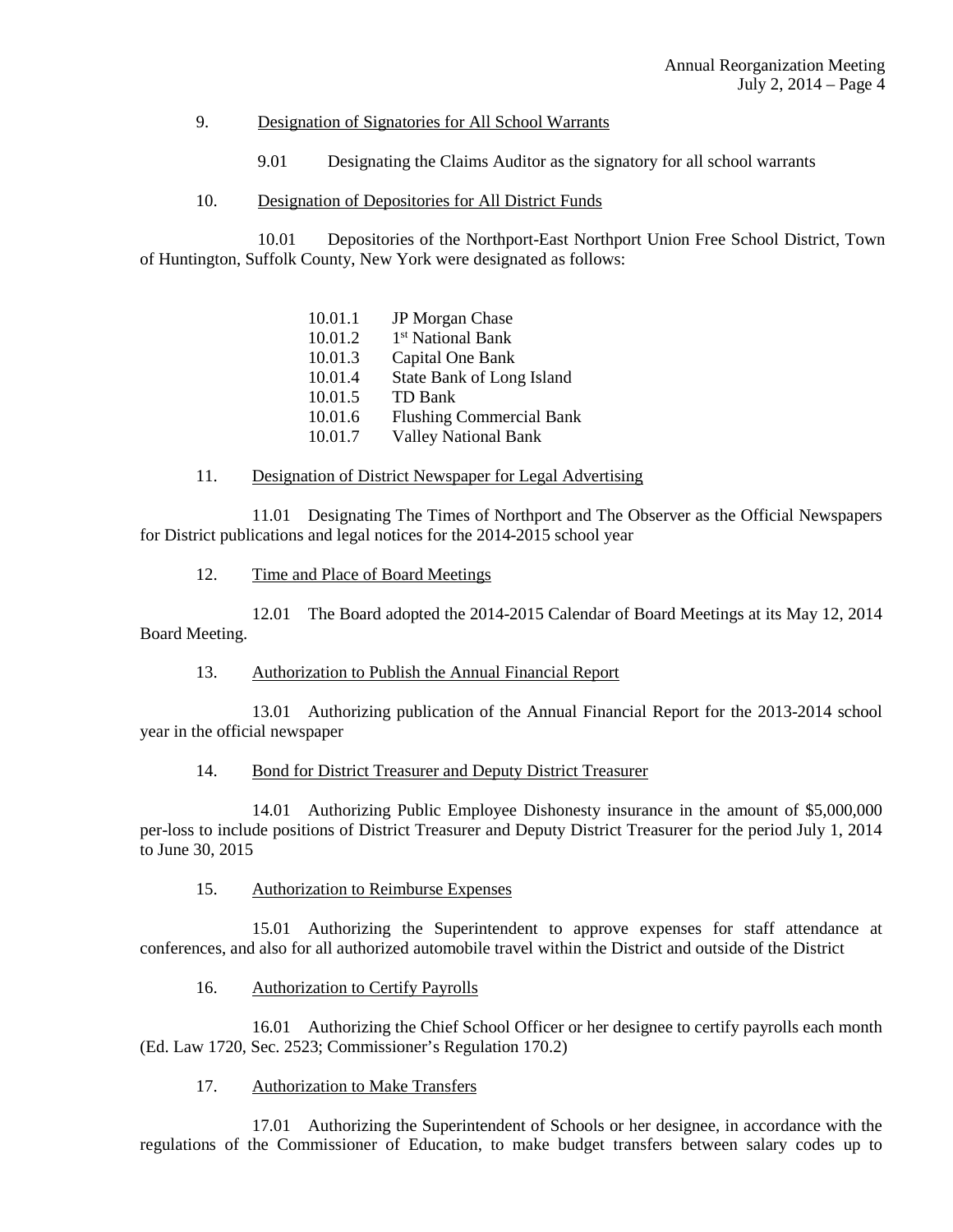9. Designation of Signatories for All School Warrants

9.01 Designating the Claims Auditor as the signatory for all school warrants

10. Designation of Depositories for All District Funds

10.01 Depositories of the Northport-East Northport Union Free School District, Town of Huntington, Suffolk County, New York were designated as follows:

10.01.1 JP Morgan Chase
10.01.2 1st National Bank
10.01.3 Capital One Bank
10.01.4 State Bank of Long Island
10.01.5 TD Bank
10.01.6 Flushing Commercial Bank
10.01.7 Valley National Bank

11. Designation of District Newspaper for Legal Advertising

11.01 Designating The Times of Northport and The Observer as the Official Newspapers for District publications and legal notices for the 2014-2015 school year

12. Time and Place of Board Meetings

12.01 The Board adopted the 2014-2015 Calendar of Board Meetings at its May 12, 2014 Board Meeting.

13. Authorization to Publish the Annual Financial Report

13.01 Authorizing publication of the Annual Financial Report for the 2013-2014 school year in the official newspaper

14. Bond for District Treasurer and Deputy District Treasurer

14.01 Authorizing Public Employee Dishonesty insurance in the amount of $5,000,000 per-loss to include positions of District Treasurer and Deputy District Treasurer for the period July 1, 2014 to June 30, 2015

15. Authorization to Reimburse Expenses

15.01 Authorizing the Superintendent to approve expenses for staff attendance at conferences, and also for all authorized automobile travel within the District and outside of the District

16. Authorization to Certify Payrolls

16.01 Authorizing the Chief School Officer or her designee to certify payrolls each month (Ed. Law 1720, Sec. 2523; Commissioner's Regulation 170.2)

17. Authorization to Make Transfers

17.01 Authorizing the Superintendent of Schools or her designee, in accordance with the regulations of the Commissioner of Education, to make budget transfers between salary codes up to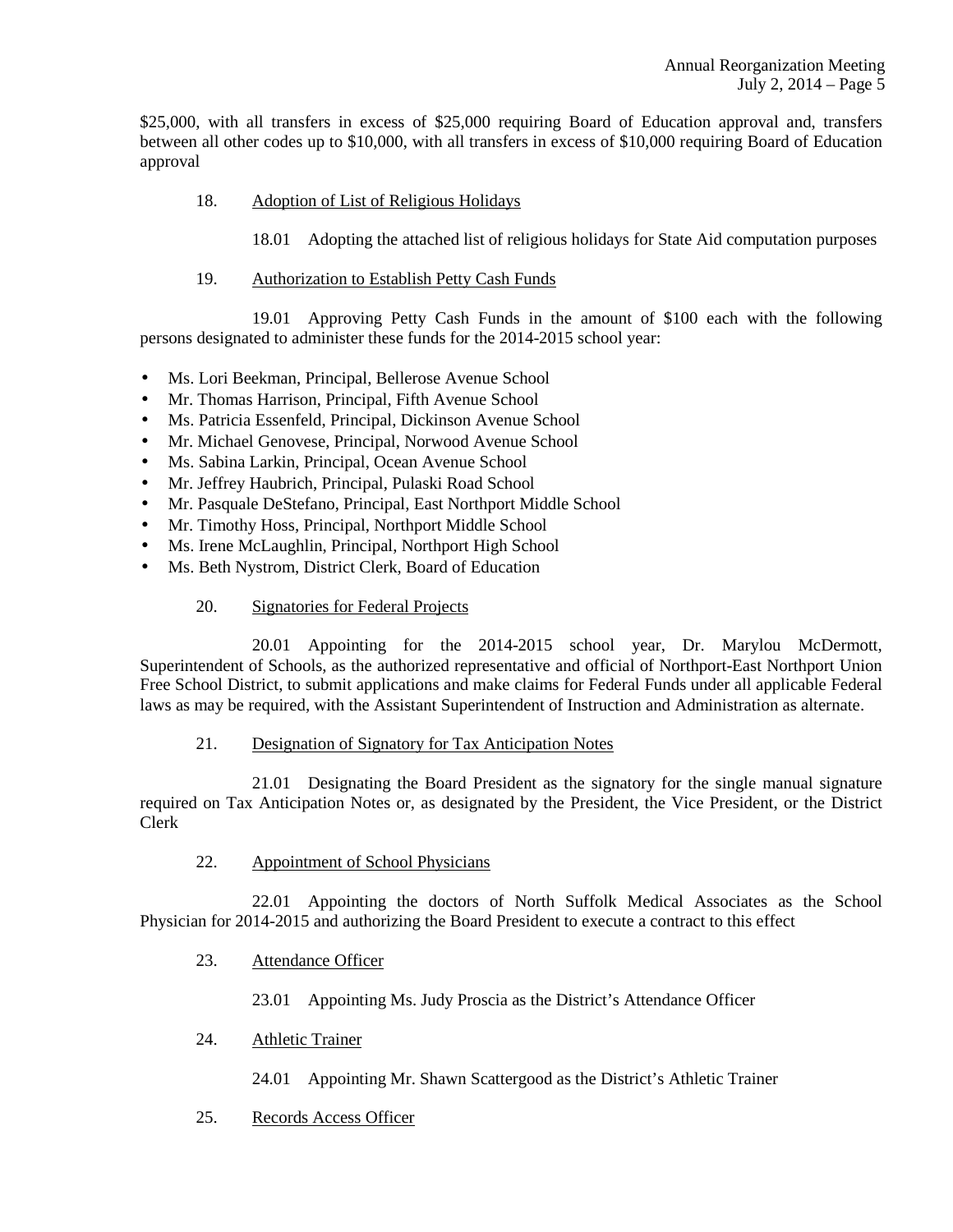$25,000, with all transfers in excess of $25,000 requiring Board of Education approval and, transfers between all other codes up to $10,000, with all transfers in excess of $10,000 requiring Board of Education approval

18. Adoption of List of Religious Holidays

18.01 Adopting the attached list of religious holidays for State Aid computation purposes

19. Authorization to Establish Petty Cash Funds

19.01 Approving Petty Cash Funds in the amount of $100 each with the following persons designated to administer these funds for the 2014-2015 school year:

- Ms. Lori Beekman, Principal, Bellerose Avenue School
- Mr. Thomas Harrison, Principal, Fifth Avenue School
- Ms. Patricia Essenfeld, Principal, Dickinson Avenue School
- Mr. Michael Genovese, Principal, Norwood Avenue School
- Ms. Sabina Larkin, Principal, Ocean Avenue School
- Mr. Jeffrey Haubrich, Principal, Pulaski Road School
- Mr. Pasquale DeStefano, Principal, East Northport Middle School
- Mr. Timothy Hoss, Principal, Northport Middle School
- Ms. Irene McLaughlin, Principal, Northport High School
- Ms. Beth Nystrom, District Clerk, Board of Education

20. Signatories for Federal Projects

20.01 Appointing for the 2014-2015 school year, Dr. Marylou McDermott, Superintendent of Schools, as the authorized representative and official of Northport-East Northport Union Free School District, to submit applications and make claims for Federal Funds under all applicable Federal laws as may be required, with the Assistant Superintendent of Instruction and Administration as alternate.

21. Designation of Signatory for Tax Anticipation Notes

21.01 Designating the Board President as the signatory for the single manual signature required on Tax Anticipation Notes or, as designated by the President, the Vice President, or the District Clerk

22. Appointment of School Physicians

22.01 Appointing the doctors of North Suffolk Medical Associates as the School Physician for 2014-2015 and authorizing the Board President to execute a contract to this effect

23. Attendance Officer

23.01 Appointing Ms. Judy Proscia as the District's Attendance Officer

24. Athletic Trainer

24.01 Appointing Mr. Shawn Scattergood as the District's Athletic Trainer

25. Records Access Officer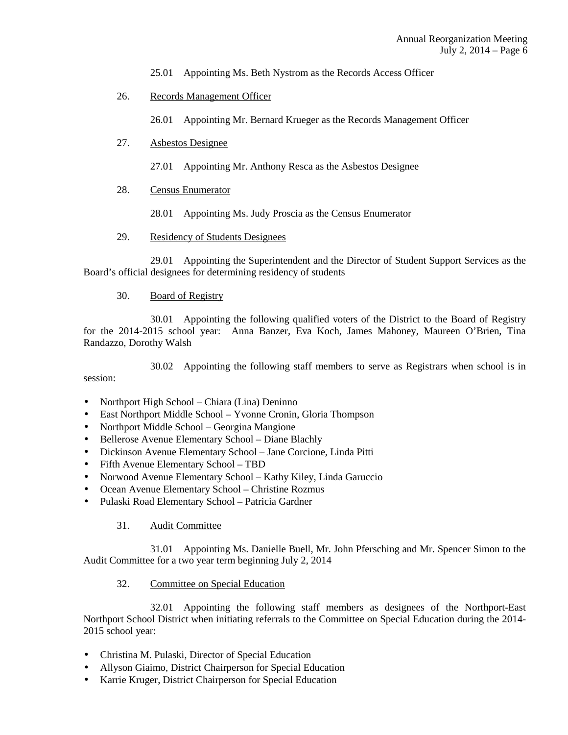25.01 Appointing Ms. Beth Nystrom as the Records Access Officer

26. Records Management Officer

26.01 Appointing Mr. Bernard Krueger as the Records Management Officer

27. Asbestos Designee

27.01 Appointing Mr. Anthony Resca as the Asbestos Designee

28. Census Enumerator

28.01 Appointing Ms. Judy Proscia as the Census Enumerator

29. Residency of Students Designees

29.01 Appointing the Superintendent and the Director of Student Support Services as the Board's official designees for determining residency of students

30. Board of Registry

30.01 Appointing the following qualified voters of the District to the Board of Registry for the 2014-2015 school year: Anna Banzer, Eva Koch, James Mahoney, Maureen O'Brien, Tina Randazzo, Dorothy Walsh

30.02 Appointing the following staff members to serve as Registrars when school is in session:

- Northport High School – Chiara (Lina) Deninno
- East Northport Middle School – Yvonne Cronin, Gloria Thompson
- Northport Middle School – Georgina Mangione
- Bellerose Avenue Elementary School – Diane Blachly
- Dickinson Avenue Elementary School – Jane Corcione, Linda Pitti
- Fifth Avenue Elementary School – TBD
- Norwood Avenue Elementary School – Kathy Kiley, Linda Garuccio
- Ocean Avenue Elementary School – Christine Rozmus
- Pulaski Road Elementary School – Patricia Gardner

31. Audit Committee

31.01 Appointing Ms. Danielle Buell, Mr. John Pfersching and Mr. Spencer Simon to the Audit Committee for a two year term beginning July 2, 2014

32. Committee on Special Education

32.01 Appointing the following staff members as designees of the Northport-East Northport School District when initiating referrals to the Committee on Special Education during the 2014-2015 school year:

- Christina M. Pulaski, Director of Special Education
- Allyson Giaimo, District Chairperson for Special Education
- Karrie Kruger, District Chairperson for Special Education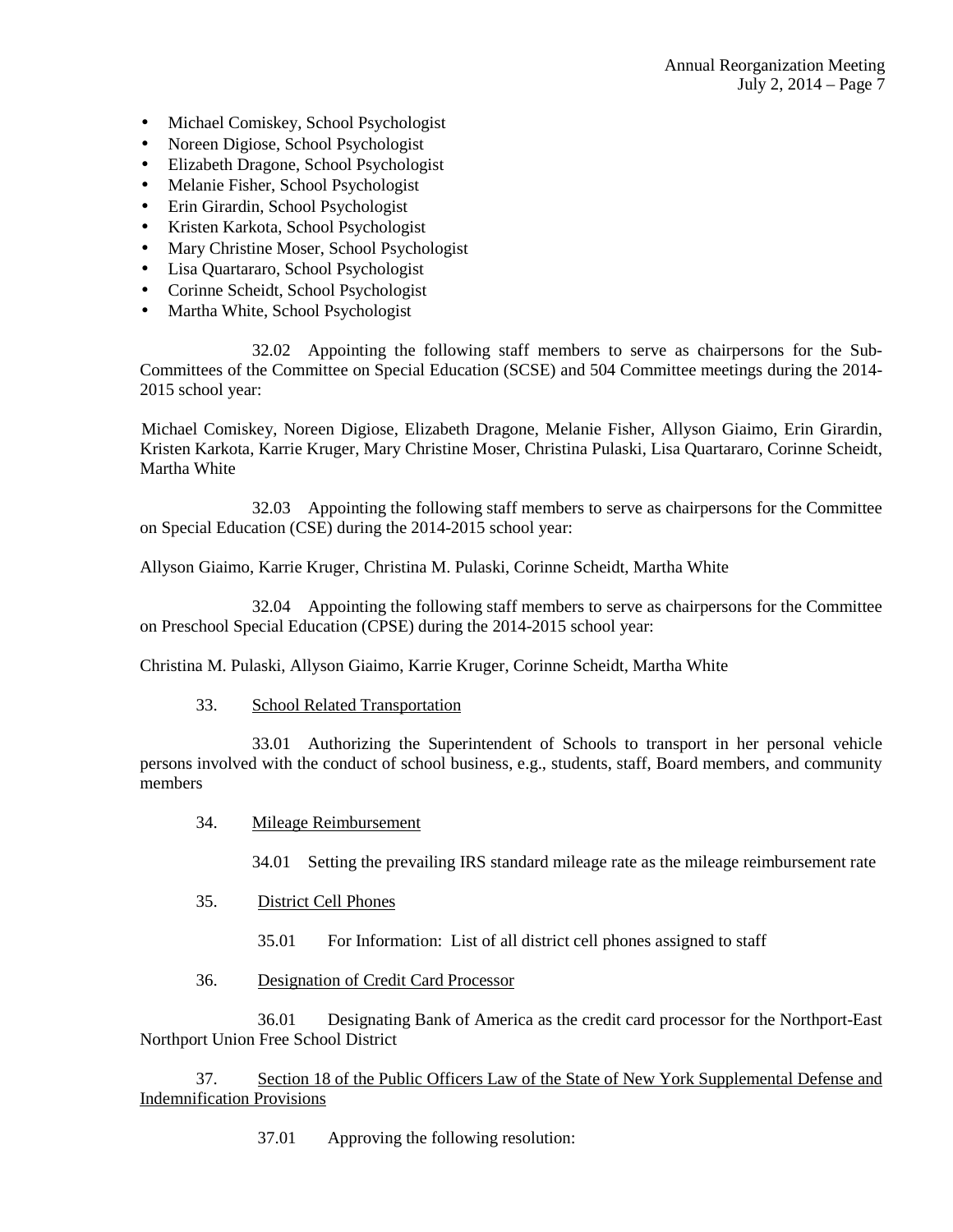- Michael Comiskey, School Psychologist
- Noreen Digiose, School Psychologist
- Elizabeth Dragone, School Psychologist
- Melanie Fisher, School Psychologist
- Erin Girardin, School Psychologist
- Kristen Karkota, School Psychologist
- Mary Christine Moser, School Psychologist
- Lisa Quartararo, School Psychologist
- Corinne Scheidt, School Psychologist
- Martha White, School Psychologist

32.02 Appointing the following staff members to serve as chairpersons for the Sub-Committees of the Committee on Special Education (SCSE) and 504 Committee meetings during the 2014-2015 school year:

Michael Comiskey, Noreen Digiose, Elizabeth Dragone, Melanie Fisher, Allyson Giaimo, Erin Girardin, Kristen Karkota, Karrie Kruger, Mary Christine Moser, Christina Pulaski, Lisa Quartararo, Corinne Scheidt, Martha White

32.03 Appointing the following staff members to serve as chairpersons for the Committee on Special Education (CSE) during the 2014-2015 school year:

Allyson Giaimo, Karrie Kruger, Christina M. Pulaski, Corinne Scheidt, Martha White

32.04 Appointing the following staff members to serve as chairpersons for the Committee on Preschool Special Education (CPSE) during the 2014-2015 school year:

Christina M. Pulaski, Allyson Giaimo, Karrie Kruger, Corinne Scheidt, Martha White

33. <u>School Related Transportation</u>

33.01 Authorizing the Superintendent of Schools to transport in her personal vehicle persons involved with the conduct of school business, e.g., students, staff, Board members, and community members

34. <u>Mileage Reimbursement</u>

34.01 Setting the prevailing IRS standard mileage rate as the mileage reimbursement rate

35. <u>District Cell Phones</u>

35.01 For Information: List of all district cell phones assigned to staff

36. <u>Designation of Credit Card Processor</u>

36.01 Designating Bank of America as the credit card processor for the Northport-East Northport Union Free School District

37. <u>Section 18 of the Public Officers Law of the State of New York Supplemental Defense and Indemnification Provisions</u>

37.01 Approving the following resolution: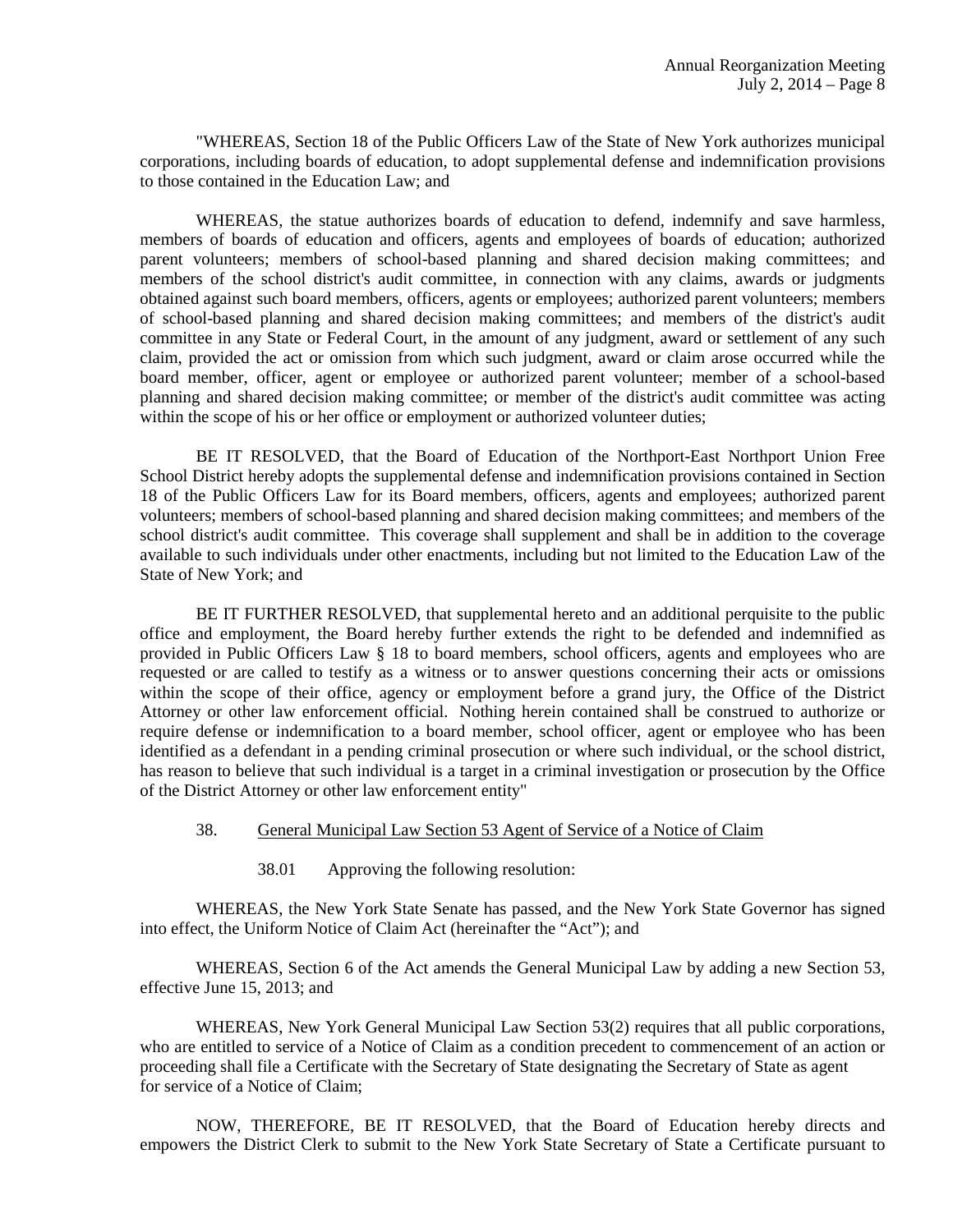"WHEREAS, Section 18 of the Public Officers Law of the State of New York authorizes municipal corporations, including boards of education, to adopt supplemental defense and indemnification provisions to those contained in the Education Law; and

WHEREAS, the statue authorizes boards of education to defend, indemnify and save harmless, members of boards of education and officers, agents and employees of boards of education; authorized parent volunteers; members of school-based planning and shared decision making committees; and members of the school district's audit committee, in connection with any claims, awards or judgments obtained against such board members, officers, agents or employees; authorized parent volunteers; members of school-based planning and shared decision making committees; and members of the district's audit committee in any State or Federal Court, in the amount of any judgment, award or settlement of any such claim, provided the act or omission from which such judgment, award or claim arose occurred while the board member, officer, agent or employee or authorized parent volunteer; member of a school-based planning and shared decision making committee; or member of the district's audit committee was acting within the scope of his or her office or employment or authorized volunteer duties;

BE IT RESOLVED, that the Board of Education of the Northport-East Northport Union Free School District hereby adopts the supplemental defense and indemnification provisions contained in Section 18 of the Public Officers Law for its Board members, officers, agents and employees; authorized parent volunteers; members of school-based planning and shared decision making committees; and members of the school district's audit committee. This coverage shall supplement and shall be in addition to the coverage available to such individuals under other enactments, including but not limited to the Education Law of the State of New York; and

BE IT FURTHER RESOLVED, that supplemental hereto and an additional perquisite to the public office and employment, the Board hereby further extends the right to be defended and indemnified as provided in Public Officers Law § 18 to board members, school officers, agents and employees who are requested or are called to testify as a witness or to answer questions concerning their acts or omissions within the scope of their office, agency or employment before a grand jury, the Office of the District Attorney or other law enforcement official. Nothing herein contained shall be construed to authorize or require defense or indemnification to a board member, school officer, agent or employee who has been identified as a defendant in a pending criminal prosecution or where such individual, or the school district, has reason to believe that such individual is a target in a criminal investigation or prosecution by the Office of the District Attorney or other law enforcement entity"

38. General Municipal Law Section 53 Agent of Service of a Notice of Claim

38.01 Approving the following resolution:

WHEREAS, the New York State Senate has passed, and the New York State Governor has signed into effect, the Uniform Notice of Claim Act (hereinafter the "Act"); and

WHEREAS, Section 6 of the Act amends the General Municipal Law by adding a new Section 53, effective June 15, 2013; and

WHEREAS, New York General Municipal Law Section 53(2) requires that all public corporations, who are entitled to service of a Notice of Claim as a condition precedent to commencement of an action or proceeding shall file a Certificate with the Secretary of State designating the Secretary of State as agent for service of a Notice of Claim;

NOW, THEREFORE, BE IT RESOLVED, that the Board of Education hereby directs and empowers the District Clerk to submit to the New York State Secretary of State a Certificate pursuant to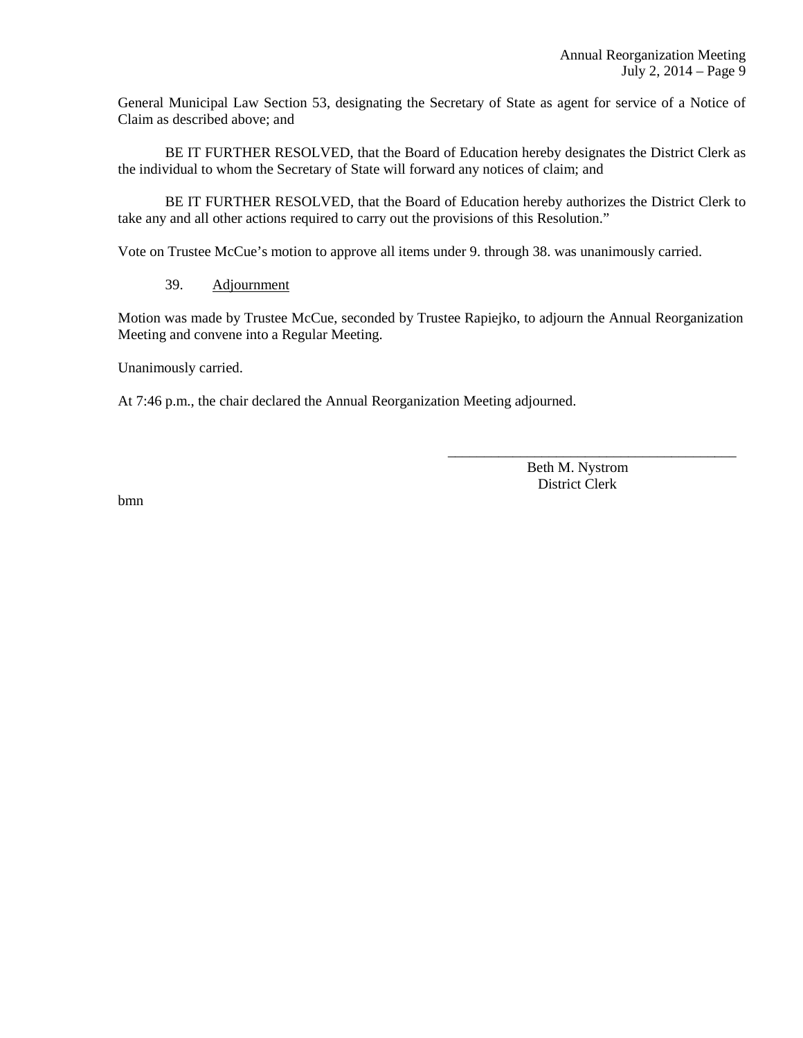General Municipal Law Section 53, designating the Secretary of State as agent for service of a Notice of Claim as described above; and

BE IT FURTHER RESOLVED, that the Board of Education hereby designates the District Clerk as the individual to whom the Secretary of State will forward any notices of claim; and

BE IT FURTHER RESOLVED, that the Board of Education hereby authorizes the District Clerk to take any and all other actions required to carry out the provisions of this Resolution."

Vote on Trustee McCue's motion to approve all items under 9. through 38. was unanimously carried.

39. Adjournment

Motion was made by Trustee McCue, seconded by Trustee Rapiejko, to adjourn the Annual Reorganization Meeting and convene into a Regular Meeting.

Unanimously carried.

At 7:46 p.m., the chair declared the Annual Reorganization Meeting adjourned.

\_\_\_\_\_\_\_\_\_\_\_\_\_\_\_\_\_\_\_\_\_\_\_\_\_\_\_\_\_\_\_\_\_\_\_\_\_\_\_\_

Beth M. Nystrom
District Clerk

bmn